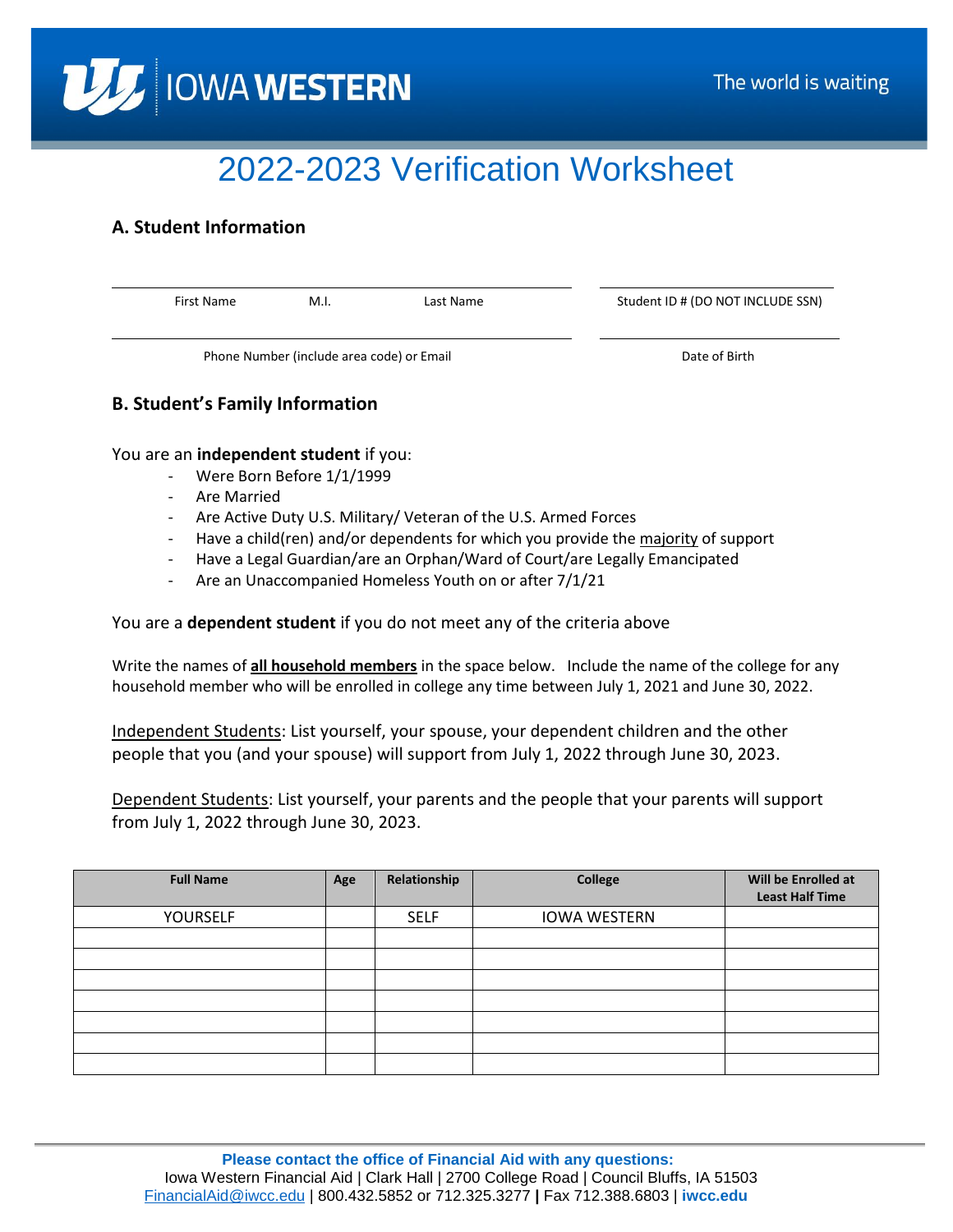IOWA WESTERN

The world is waiting

# 2022-2023 Verification Worksheet

## A. Student Information

First Name M.I. Last Name

Student ID # (DO NOT INCLUDE SSN)

Phone Number (include area code) or Email

Date of Birth

## B. Student's Family Information

You are an **independent student** if you:

- Were Born Before 1/1/1999
- Are Married
- Are Active Duty U.S. Military/ Veteran of the U.S. Armed Forces
- Have a child(ren) and/or dependents for which you provide the majority of support
- Have a Legal Guardian/are an Orphan/Ward of Court/are Legally Emancipated
- Are an Unaccompanied Homeless Youth on or after 7/1/21

You are a **dependent student** if you do not meet any of the criteria above

Write the names of **all household members** in the space below. Include the name of the college for any household member who will be enrolled in college any time between July 1, 2021 and June 30, 2022.

Independent Students: List yourself, your spouse, your dependent children and the other people that you (and your spouse) will support from July 1, 2022 through June 30, 2023.

Dependent Students: List yourself, your parents and the people that your parents will support from July 1, 2022 through June 30, 2023.

| Full Name | Age | Relationship | College | Will be Enrolled at Least Half Time |
|---|---|---|---|---|
| YOURSELF | | SELF | IOWA WESTERN | |
| | | | | |
| | | | | |
| | | | | |
| | | | | |
| | | | | |
| | | | | |
| | | | | |

**Please contact the office of Financial Aid with any questions:**
Iowa Western Financial Aid | Clark Hall | 2700 College Road | Council Bluffs, IA 51503
FinancialAid@iwcc.edu | 800.432.5852 or 712.325.3277 | Fax 712.388.6803 | **iwcc.edu**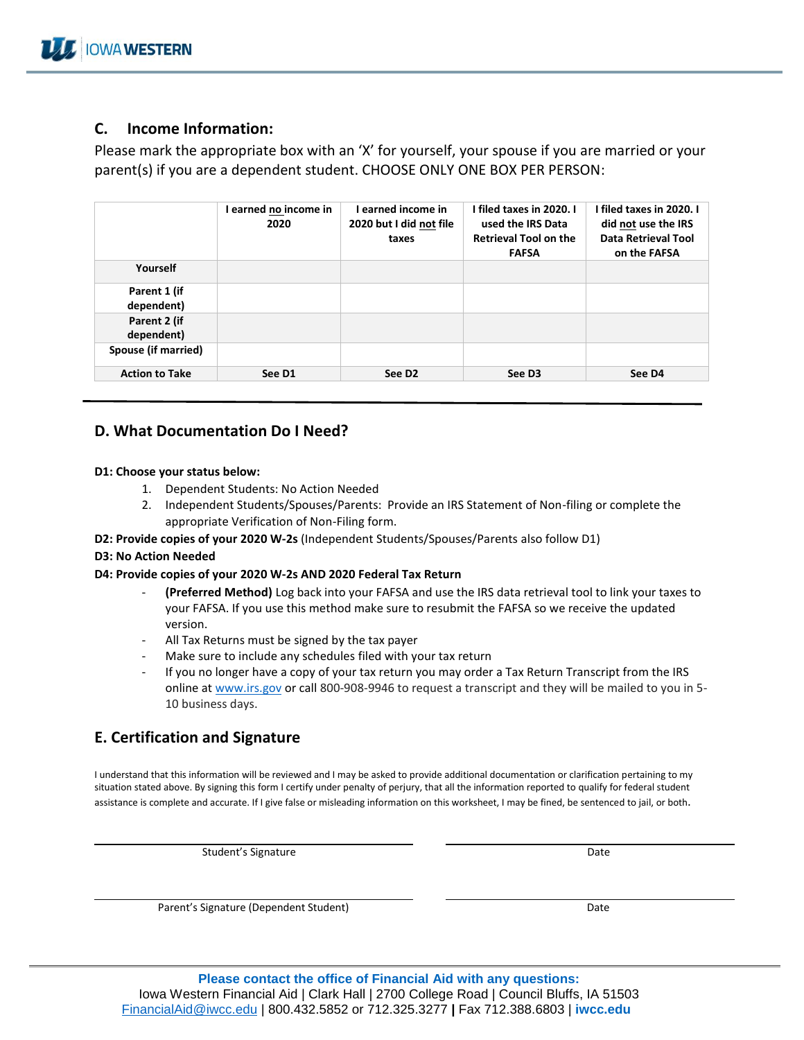## C. Income Information:

Please mark the appropriate box with an 'X' for yourself, your spouse if you are married or your parent(s) if you are a dependent student. CHOOSE ONLY ONE BOX PER PERSON:

| | I earned no income in 2020 | I earned income in 2020 but I did not file taxes | I filed taxes in 2020. I used the IRS Data Retrieval Tool on the FAFSA | I filed taxes in 2020. I did not use the IRS Data Retrieval Tool on the FAFSA |
|---|---|---|---|---|
| Yourself | | | | |
| Parent 1 (if dependent) | | | | |
| Parent 2 (if dependent) | | | | |
| Spouse (if married) | | | | |
| Action to Take | See D1 | See D2 | See D3 | See D4 |

## D. What Documentation Do I Need?

**D1: Choose your status below:**

1. Dependent Students: No Action Needed
2. Independent Students/Spouses/Parents: Provide an IRS Statement of Non-filing or complete the appropriate Verification of Non-Filing form.

**D2: Provide copies of your 2020 W-2s** (Independent Students/Spouses/Parents also follow D1)

**D3: No Action Needed**

**D4: Provide copies of your 2020 W-2s AND 2020 Federal Tax Return**

- **(Preferred Method)** Log back into your FAFSA and use the IRS data retrieval tool to link your taxes to your FAFSA. If you use this method make sure to resubmit the FAFSA so we receive the updated version.
- All Tax Returns must be signed by the tax payer
- Make sure to include any schedules filed with your tax return
- If you no longer have a copy of your tax return you may order a Tax Return Transcript from the IRS online at www.irs.gov or call 800-908-9946 to request a transcript and they will be mailed to you in 5-10 business days.

## E. Certification and Signature

I understand that this information will be reviewed and I may be asked to provide additional documentation or clarification pertaining to my situation stated above. By signing this form I certify under penalty of perjury, that all the information reported to qualify for federal student assistance is complete and accurate. If I give false or misleading information on this worksheet, I may be fined, be sentenced to jail, or both.

Student's Signature _______________ Date _______________

Parent's Signature (Dependent Student) _______________ Date _______________

**Please contact the office of Financial Aid with any questions:**

Iowa Western Financial Aid | Clark Hall | 2700 College Road | Council Bluffs, IA 51503

FinancialAid@iwcc.edu | 800.432.5852 or 712.325.3277 | Fax 712.388.6803 | **iwcc.edu**